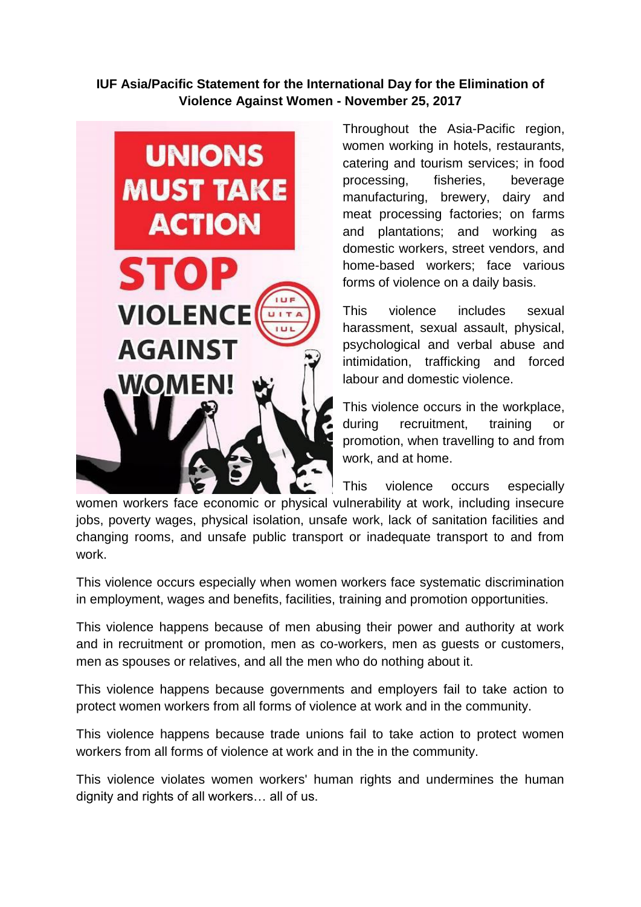**IUF Asia/Pacific Statement for the International Day for the Elimination of Violence Against Women - November 25, 2017**

Throughout the Asia-Pacific region, women working in hotels, restaurants, catering and tourism services; in food processing, fisheries, beverage manufacturing, brewery, dairy and meat processing factories; on farms and plantations; and working as domestic workers, street vendors, and home-based workers; face various forms of violence on a daily basis.

This violence includes sexual harassment, sexual assault, physical, psychological and verbal abuse and intimidation, trafficking and forced labour and domestic violence.

This violence occurs in the workplace, during recruitment, training or promotion, when travelling to and from work, and at home.

This violence occurs especially women workers face economic or physical vulnerability at work, including insecure jobs, poverty wages, physical isolation, unsafe work, lack of sanitation facilities and changing rooms, and unsafe public transport or inadequate transport to and from work.

This violence occurs especially when women workers face systematic discrimination in employment, wages and benefits, facilities, training and promotion opportunities.

This violence happens because of men abusing their power and authority at work and in recruitment or promotion, men as co-workers, men as guests or customers, men as spouses or relatives, and all the men who do nothing about it.

This violence happens because governments and employers fail to take action to protect women workers from all forms of violence at work and in the community.

This violence happens because trade unions fail to take action to protect women workers from all forms of violence at work and in the in the community.

This violence violates women workers' human rights and undermines the human dignity and rights of all workers… all of us.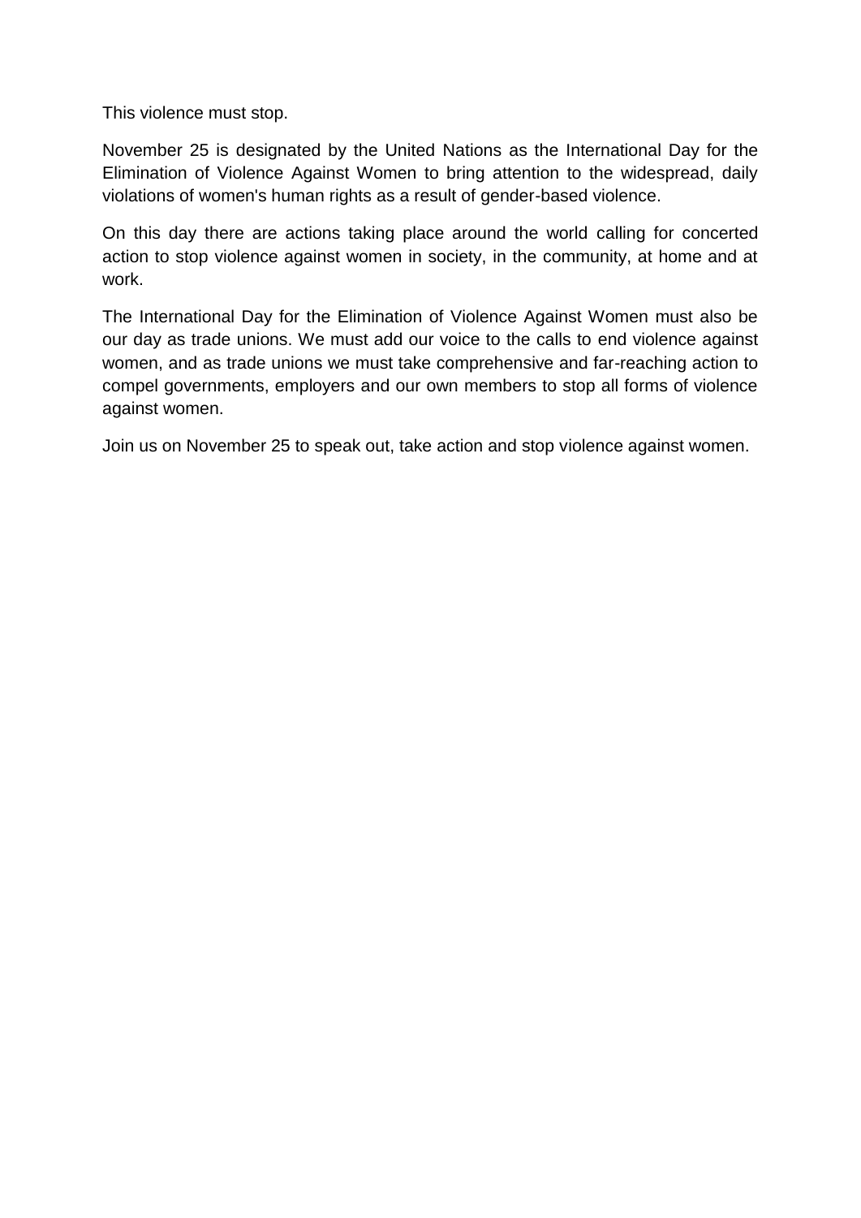This violence must stop.

November 25 is designated by the United Nations as the International Day for the Elimination of Violence Against Women to bring attention to the widespread, daily violations of women's human rights as a result of gender-based violence.

On this day there are actions taking place around the world calling for concerted action to stop violence against women in society, in the community, at home and at work.

The International Day for the Elimination of Violence Against Women must also be our day as trade unions. We must add our voice to the calls to end violence against women, and as trade unions we must take comprehensive and far-reaching action to compel governments, employers and our own members to stop all forms of violence against women.

Join us on November 25 to speak out, take action and stop violence against women.